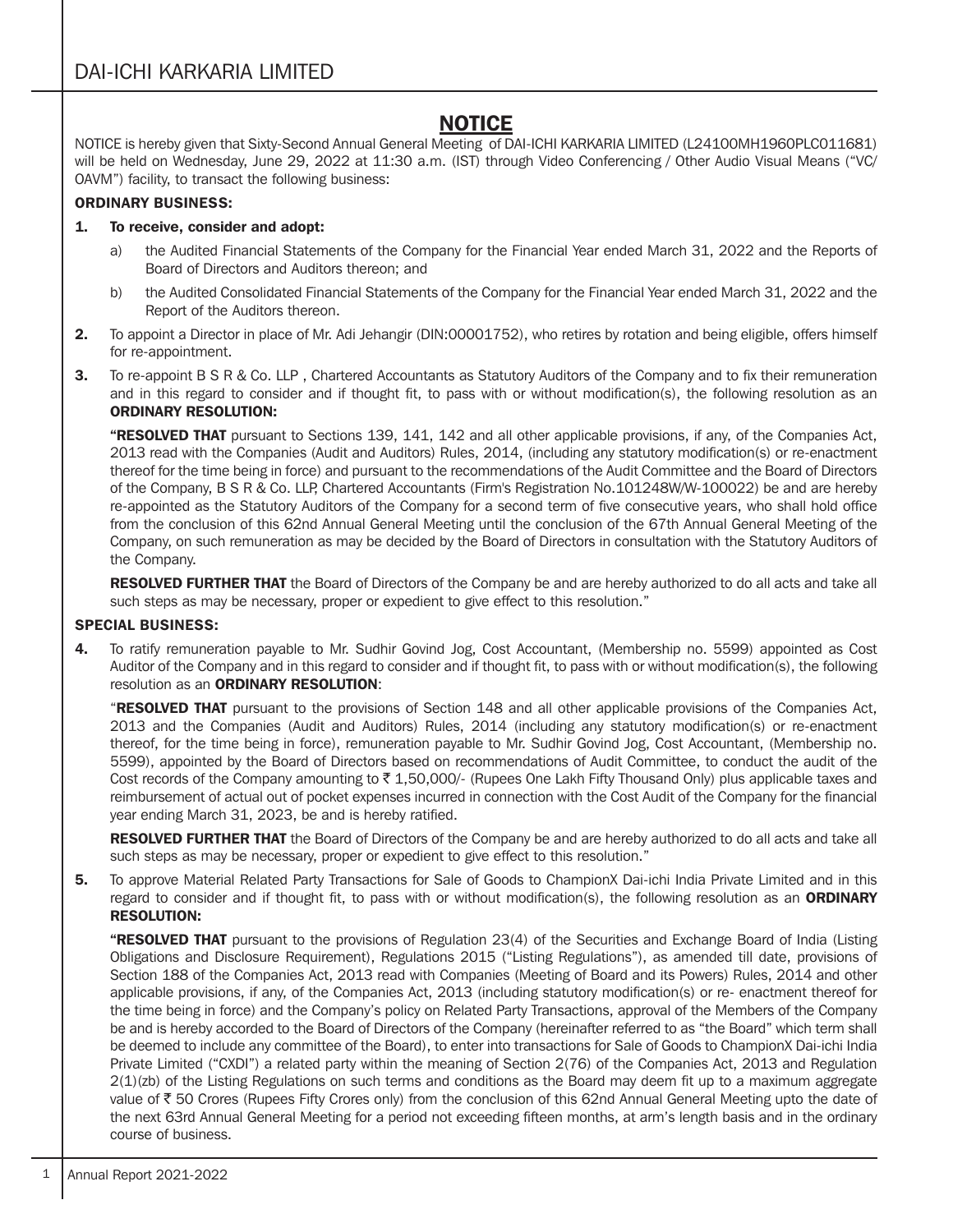# NOTICE

NOTICE is hereby given that Sixty-Second Annual General Meeting of DAI-ICHI KARKARIA LIMITED (L24100MH1960PLC011681) will be held on Wednesday, June 29, 2022 at 11:30 a.m. (IST) through Video Conferencing / Other Audio Visual Means ("VC/OAVM") facility, to transact the following business:

### ORDINARY BUSINESS:

**1. To receive, consider and adopt:**

a) the Audited Financial Statements of the Company for the Financial Year ended March 31, 2022 and the Reports of Board of Directors and Auditors thereon; and

b) the Audited Consolidated Financial Statements of the Company for the Financial Year ended March 31, 2022 and the Report of the Auditors thereon.

**2.** To appoint a Director in place of Mr. Adi Jehangir (DIN:00001752), who retires by rotation and being eligible, offers himself for re-appointment.

**3.** To re-appoint B S R & Co. LLP , Chartered Accountants as Statutory Auditors of the Company and to fix their remuneration and in this regard to consider and if thought fit, to pass with or without modification(s), the following resolution as an **ORDINARY RESOLUTION:**

**"RESOLVED THAT** pursuant to Sections 139, 141, 142 and all other applicable provisions, if any, of the Companies Act, 2013 read with the Companies (Audit and Auditors) Rules, 2014, (including any statutory modification(s) or re-enactment thereof for the time being in force) and pursuant to the recommendations of the Audit Committee and the Board of Directors of the Company, B S R & Co. LLP, Chartered Accountants (Firm's Registration No.101248W/W-100022) be and are hereby re-appointed as the Statutory Auditors of the Company for a second term of five consecutive years, who shall hold office from the conclusion of this 62nd Annual General Meeting until the conclusion of the 67th Annual General Meeting of the Company, on such remuneration as may be decided by the Board of Directors in consultation with the Statutory Auditors of the Company.

**RESOLVED FURTHER THAT** the Board of Directors of the Company be and are hereby authorized to do all acts and take all such steps as may be necessary, proper or expedient to give effect to this resolution."

### SPECIAL BUSINESS:

**4.** To ratify remuneration payable to Mr. Sudhir Govind Jog, Cost Accountant, (Membership no. 5599) appointed as Cost Auditor of the Company and in this regard to consider and if thought fit, to pass with or without modification(s), the following resolution as an **ORDINARY RESOLUTION**:

"**RESOLVED THAT** pursuant to the provisions of Section 148 and all other applicable provisions of the Companies Act, 2013 and the Companies (Audit and Auditors) Rules, 2014 (including any statutory modification(s) or re-enactment thereof, for the time being in force), remuneration payable to Mr. Sudhir Govind Jog, Cost Accountant, (Membership no. 5599), appointed by the Board of Directors based on recommendations of Audit Committee, to conduct the audit of the Cost records of the Company amounting to ₹ 1,50,000/- (Rupees One Lakh Fifty Thousand Only) plus applicable taxes and reimbursement of actual out of pocket expenses incurred in connection with the Cost Audit of the Company for the financial year ending March 31, 2023, be and is hereby ratified.

**RESOLVED FURTHER THAT** the Board of Directors of the Company be and are hereby authorized to do all acts and take all such steps as may be necessary, proper or expedient to give effect to this resolution."

**5.** To approve Material Related Party Transactions for Sale of Goods to ChampionX Dai-ichi India Private Limited and in this regard to consider and if thought fit, to pass with or without modification(s), the following resolution as an **ORDINARY RESOLUTION:**

**"RESOLVED THAT** pursuant to the provisions of Regulation 23(4) of the Securities and Exchange Board of India (Listing Obligations and Disclosure Requirement), Regulations 2015 ("Listing Regulations"), as amended till date, provisions of Section 188 of the Companies Act, 2013 read with Companies (Meeting of Board and its Powers) Rules, 2014 and other applicable provisions, if any, of the Companies Act, 2013 (including any statutory modification(s) or re- enactment thereof for the time being in force) and the Company's policy on Related Party Transactions, approval of the Members of the Company be and is hereby accorded to the Board of Directors of the Company (hereinafter referred to as "the Board" which term shall be deemed to include any committee of the Board), to enter into transactions for Sale of Goods to ChampionX Dai-ichi India Private Limited ("CXDI") a related party within the meaning of Section 2(76) of the Companies Act, 2013 and Regulation 2(1)(zb) of the Listing Regulations on such terms and conditions as the Board may deem fit up to a maximum aggregate value of ₹ 50 Crores (Rupees Fifty Crores only) from the conclusion of this 62nd Annual General Meeting upto the date of the next 63rd Annual General Meeting for a period not exceeding fifteen months, at arm's length basis and in the ordinary course of business.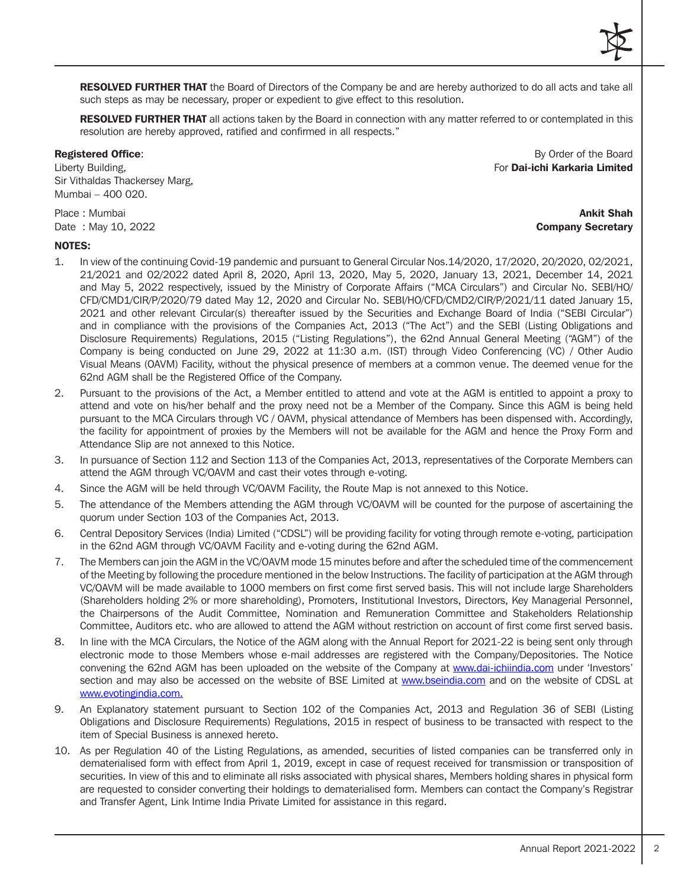**RESOLVED FURTHER THAT** the Board of Directors of the Company be and are hereby authorized to do all acts and take all such steps as may be necessary, proper or expedient to give effect to this resolution.

**RESOLVED FURTHER THAT** all actions taken by the Board in connection with any matter referred to or contemplated in this resolution are hereby approved, ratified and confirmed in all respects."

**Registered Office**:
Liberty Building,
Sir Vithaldas Thackersey Marg,
Mumbai – 400 020.

By Order of the Board
For **Dai-ichi Karkaria Limited**

Place : Mumbai
Date : May 10, 2022

**Ankit Shah**
**Company Secretary**

**NOTES:**

1. In view of the continuing Covid-19 pandemic and pursuant to General Circular Nos.14/2020, 17/2020, 20/2020, 02/2021, 21/2021 and 02/2022 dated April 8, 2020, April 13, 2020, May 5, 2020, January 13, 2021, December 14, 2021 and May 5, 2022 respectively, issued by the Ministry of Corporate Affairs ("MCA Circulars") and Circular No. SEBI/HO/CFD/CMD1/CIR/P/2020/79 dated May 12, 2020 and Circular No. SEBI/HO/CFD/CMD2/CIR/P/2021/11 dated January 15, 2021 and other relevant Circular(s) thereafter issued by the Securities and Exchange Board of India ("SEBI Circular") and in compliance with the provisions of the Companies Act, 2013 ("The Act") and the SEBI (Listing Obligations and Disclosure Requirements) Regulations, 2015 ("Listing Regulations"), the 62nd Annual General Meeting ("AGM") of the Company is being conducted on June 29, 2022 at 11:30 a.m. (IST) through Video Conferencing (VC) / Other Audio Visual Means (OAVM) Facility, without the physical presence of members at a common venue. The deemed venue for the 62nd AGM shall be the Registered Office of the Company.
2. Pursuant to the provisions of the Act, a Member entitled to attend and vote at the AGM is entitled to appoint a proxy to attend and vote on his/her behalf and the proxy need not be a Member of the Company. Since this AGM is being held pursuant to the MCA Circulars through VC / OAVM, physical attendance of Members has been dispensed with. Accordingly, the facility for appointment of proxies by the Members will not be available for the AGM and hence the Proxy Form and Attendance Slip are not annexed to this Notice.
3. In pursuance of Section 112 and Section 113 of the Companies Act, 2013, representatives of the Corporate Members can attend the AGM through VC/OAVM and cast their votes through e-voting.
4. Since the AGM will be held through VC/OAVM Facility, the Route Map is not annexed to this Notice.
5. The attendance of the Members attending the AGM through VC/OAVM will be counted for the purpose of ascertaining the quorum under Section 103 of the Companies Act, 2013.
6. Central Depository Services (India) Limited ("CDSL") will be providing facility for voting through remote e-voting, participation in the 62nd AGM through VC/OAVM Facility and e-voting during the 62nd AGM.
7. The Members can join the AGM in the VC/OAVM mode 15 minutes before and after the scheduled time of the commencement of the Meeting by following the procedure mentioned in the below Instructions. The facility of participation at the AGM through VC/OAVM will be made available to 1000 members on first come first served basis. This will not include large Shareholders (Shareholders holding 2% or more shareholding), Promoters, Institutional Investors, Directors, Key Managerial Personnel, the Chairpersons of the Audit Committee, Nomination and Remuneration Committee and Stakeholders Relationship Committee, Auditors etc. who are allowed to attend the AGM without restriction on account of first come first served basis.
8. In line with the MCA Circulars, the Notice of the AGM along with the Annual Report for 2021-22 is being sent only through electronic mode to those Members whose e-mail addresses are registered with the Company/Depositories. The Notice convening the 62nd AGM has been uploaded on the website of the Company at www.dai-ichiindia.com under 'Investors' section and may also be accessed on the website of BSE Limited at www.bseindia.com and on the website of CDSL at www.evotingindia.com.
9. An Explanatory statement pursuant to Section 102 of the Companies Act, 2013 and Regulation 36 of SEBI (Listing Obligations and Disclosure Requirements) Regulations, 2015 in respect of business to be transacted with respect to the item of Special Business is annexed hereto.
10. As per Regulation 40 of the Listing Regulations, as amended, securities of listed companies can be transferred only in dematerialised form with effect from April 1, 2019, except in case of request received for transmission or transposition of securities. In view of this and to eliminate all risks associated with physical shares, Members holding shares in physical form are requested to consider converting their holdings to dematerialised form. Members can contact the Company's Registrar and Transfer Agent, Link Intime India Private Limited for assistance in this regard.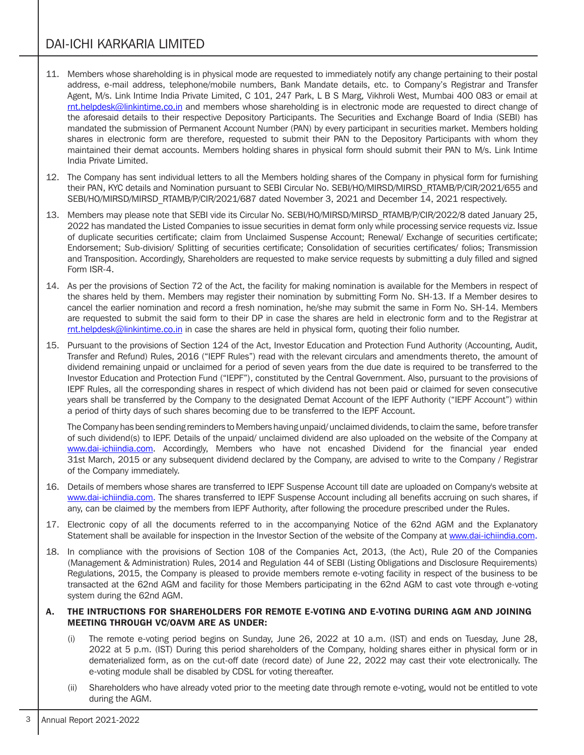11. Members whose shareholding is in physical mode are requested to immediately notify any change pertaining to their postal address, e-mail address, telephone/mobile numbers, Bank Mandate details, etc. to Company's Registrar and Transfer Agent, M/s. Link Intime India Private Limited, C 101, 247 Park, L B S Marg, Vikhroli West, Mumbai 400 083 or email at rnt.helpdesk@linkintime.co.in and members whose shareholding is in electronic mode are requested to direct change of the aforesaid details to their respective Depository Participants. The Securities and Exchange Board of India (SEBI) has mandated the submission of Permanent Account Number (PAN) by every participant in securities market. Members holding shares in electronic form are therefore, requested to submit their PAN to the Depository Participants with whom they maintained their demat accounts. Members holding shares in physical form should submit their PAN to M/s. Link Intime India Private Limited.

12. The Company has sent individual letters to all the Members holding shares of the Company in physical form for furnishing their PAN, KYC details and Nomination pursuant to SEBI Circular No. SEBI/HO/MIRSD/MIRSD_RTAMB/P/CIR/2021/655 and SEBI/HO/MIRSD/MIRSD_RTAMB/P/CIR/2021/687 dated November 3, 2021 and December 14, 2021 respectively.

13. Members may please note that SEBI vide its Circular No. SEBI/HO/MIRSD/MIRSD_RTAMB/P/CIR/2022/8 dated January 25, 2022 has mandated the Listed Companies to issue securities in demat form only while processing service requests viz. Issue of duplicate securities certificate; claim from Unclaimed Suspense Account; Renewal/ Exchange of securities certificate; Endorsement; Sub-division/ Splitting of securities certificate; Consolidation of securities certificates/ folios; Transmission and Transposition. Accordingly, Shareholders are requested to make service requests by submitting a duly filled and signed Form ISR-4.

14. As per the provisions of Section 72 of the Act, the facility for making nomination is available for the Members in respect of the shares held by them. Members may register their nomination by submitting Form No. SH-13. If a Member desires to cancel the earlier nomination and record a fresh nomination, he/she may submit the same in Form No. SH-14. Members are requested to submit the said form to their DP in case the shares are held in electronic form and to the Registrar at rnt.helpdesk@linkintime.co.in in case the shares are held in physical form, quoting their folio number.

15. Pursuant to the provisions of Section 124 of the Act, Investor Education and Protection Fund Authority (Accounting, Audit, Transfer and Refund) Rules, 2016 ("IEPF Rules") read with the relevant circulars and amendments thereto, the amount of dividend remaining unpaid or unclaimed for a period of seven years from the due date is required to be transferred to the Investor Education and Protection Fund ("IEPF"), constituted by the Central Government. Also, pursuant to the provisions of IEPF Rules, all the corresponding shares in respect of which dividend has not been paid or claimed for seven consecutive years shall be transferred by the Company to the designated Demat Account of the IEPF Authority ("IEPF Account") within a period of thirty days of such shares becoming due to be transferred to the IEPF Account.

    The Company has been sending reminders to Members having unpaid/ unclaimed dividends, to claim the same, before transfer of such dividend(s) to IEPF. Details of the unpaid/ unclaimed dividend are also uploaded on the website of the Company at www.dai-ichiindia.com. Accordingly, Members who have not encashed Dividend for the financial year ended 31st March, 2015 or any subsequent dividend declared by the Company, are advised to write to the Company / Registrar of the Company immediately.

16. Details of members whose shares are transferred to IEPF Suspense Account till date are uploaded on Company's website at www.dai-ichiindia.com. The shares transferred to IEPF Suspense Account including all benefits accruing on such shares, if any, can be claimed by the members from IEPF Authority, after following the procedure prescribed under the Rules.

17. Electronic copy of all the documents referred to in the accompanying Notice of the 62nd AGM and the Explanatory Statement shall be available for inspection in the Investor Section of the website of the Company at www.dai-ichiindia.com.

18. In compliance with the provisions of Section 108 of the Companies Act, 2013, (the Act), Rule 20 of the Companies (Management & Administration) Rules, 2014 and Regulation 44 of SEBI (Listing Obligations and Disclosure Requirements) Regulations, 2015, the Company is pleased to provide members remote e-voting facility in respect of the business to be transacted at the 62nd AGM and facility for those Members participating in the 62nd AGM to cast vote through e-voting system during the 62nd AGM.

**A. THE INTRUCTIONS FOR SHAREHOLDERS FOR REMOTE E-VOTING AND E-VOTING DURING AGM AND JOINING MEETING THROUGH VC/OAVM ARE AS UNDER:**

   (i) The remote e-voting period begins on Sunday, June 26, 2022 at 10 a.m. (IST) and ends on Tuesday, June 28, 2022 at 5 p.m. (IST) During this period shareholders of the Company, holding shares either in physical form or in dematerialized form, as on the cut-off date (record date) of June 22, 2022 may cast their vote electronically. The e-voting module shall be disabled by CDSL for voting thereafter.

   (ii) Shareholders who have already voted prior to the meeting date through remote e-voting, would not be entitled to vote during the AGM.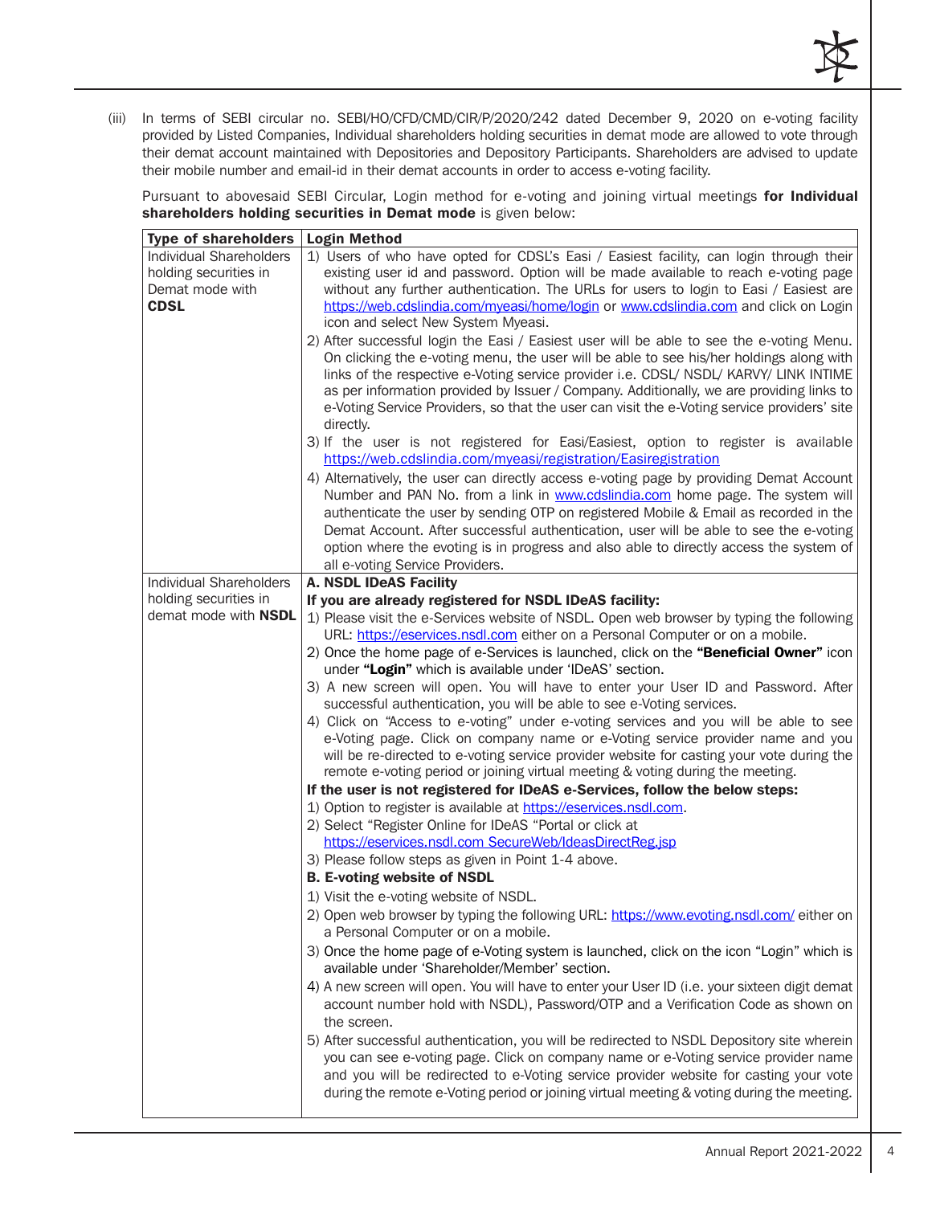(iii) In terms of SEBI circular no. SEBI/HO/CFD/CMD/CIR/P/2020/242 dated December 9, 2020 on e-voting facility provided by Listed Companies, Individual shareholders holding securities in demat mode are allowed to vote through their demat account maintained with Depositories and Depository Participants. Shareholders are advised to update their mobile number and email-id in their demat accounts in order to access e-voting facility.

Pursuant to abovesaid SEBI Circular, Login method for e-voting and joining virtual meetings **for Individual shareholders holding securities in Demat mode** is given below:

| Type of shareholders | Login Method |
|---|---|
| Individual Shareholders holding securities in Demat mode with **CDSL** | 1) Users of who have opted for CDSL's Easi / Easiest facility, can login through their existing user id and password. Option will be made available to reach e-voting page without any further authentication. The URLs for users to login to Easi / Easiest are https://web.cdslindia.com/myeasi/home/login or www.cdslindia.com and click on Login icon and select New System Myeasi.<br>2) After successful login the Easi / Easiest user will be able to see the e-voting Menu. On clicking the e-voting menu, the user will be able to see his/her holdings along with links of the respective e-Voting service provider i.e. CDSL/ NSDL/ KARVY/ LINK INTIME as per information provided by Issuer / Company. Additionally, we are providing links to e-Voting Service Providers, so that the user can visit the e-Voting service providers' site directly.<br>3) If the user is not registered for Easi/Easiest, option to register is available https://web.cdslindia.com/myeasi/registration/Easiregistration<br>4) Alternatively, the user can directly access e-voting page by providing Demat Account Number and PAN No. from a link in www.cdslindia.com home page. The system will authenticate the user by sending OTP on registered Mobile & Email as recorded in the Demat Account. After successful authentication, user will be able to see the e-voting option where the evoting is in progress and also able to directly access the system of all e-voting Service Providers. |
| Individual Shareholders holding securities in demat mode with **NSDL** | **A. NSDL IDeAS Facility**<br>**If you are already registered for NSDL IDeAS facility:**<br>1) Please visit the e-Services website of NSDL. Open web browser by typing the following URL: https://eservices.nsdl.com either on a Personal Computer or on a mobile.<br>2) Once the home page of e-Services is launched, click on the **"Beneficial Owner"** icon under **"Login"** which is available under 'IDeAS' section.<br>3) A new screen will open. You will have to enter your User ID and Password. After successful authentication, you will be able to see e-Voting services.<br>4) Click on "Access to e-voting" under e-voting services and you will be able to see e-Voting page. Click on company name or e-Voting service provider name and you will be re-directed to e-voting service provider website for casting your vote during the remote e-voting period or joining virtual meeting & voting during the meeting.<br>**If the user is not registered for IDeAS e-Services, follow the below steps:**<br>1) Option to register is available at https://eservices.nsdl.com.<br>2) Select "Register Online for IDeAS "Portal or click at https://eservices.nsdl.com SecureWeb/IdeasDirectReg.jsp<br>3) Please follow steps as given in Point 1-4 above.<br>**B. E-voting website of NSDL**<br>1) Visit the e-voting website of NSDL.<br>2) Open web browser by typing the following URL: https://www.evoting.nsdl.com/ either on a Personal Computer or on a mobile.<br>3) Once the home page of e-Voting system is launched, click on the icon "Login" which is available under 'Shareholder/Member' section.<br>4) A new screen will open. You will have to enter your User ID (i.e. your sixteen digit demat account number hold with NSDL), Password/OTP and a Verification Code as shown on the screen.<br>5) After successful authentication, you will be redirected to NSDL Depository site wherein you can see e-voting page. Click on company name or e-Voting service provider name and you will be redirected to e-Voting service provider website for casting your vote during the remote e-Voting period or joining virtual meeting & voting during the meeting. |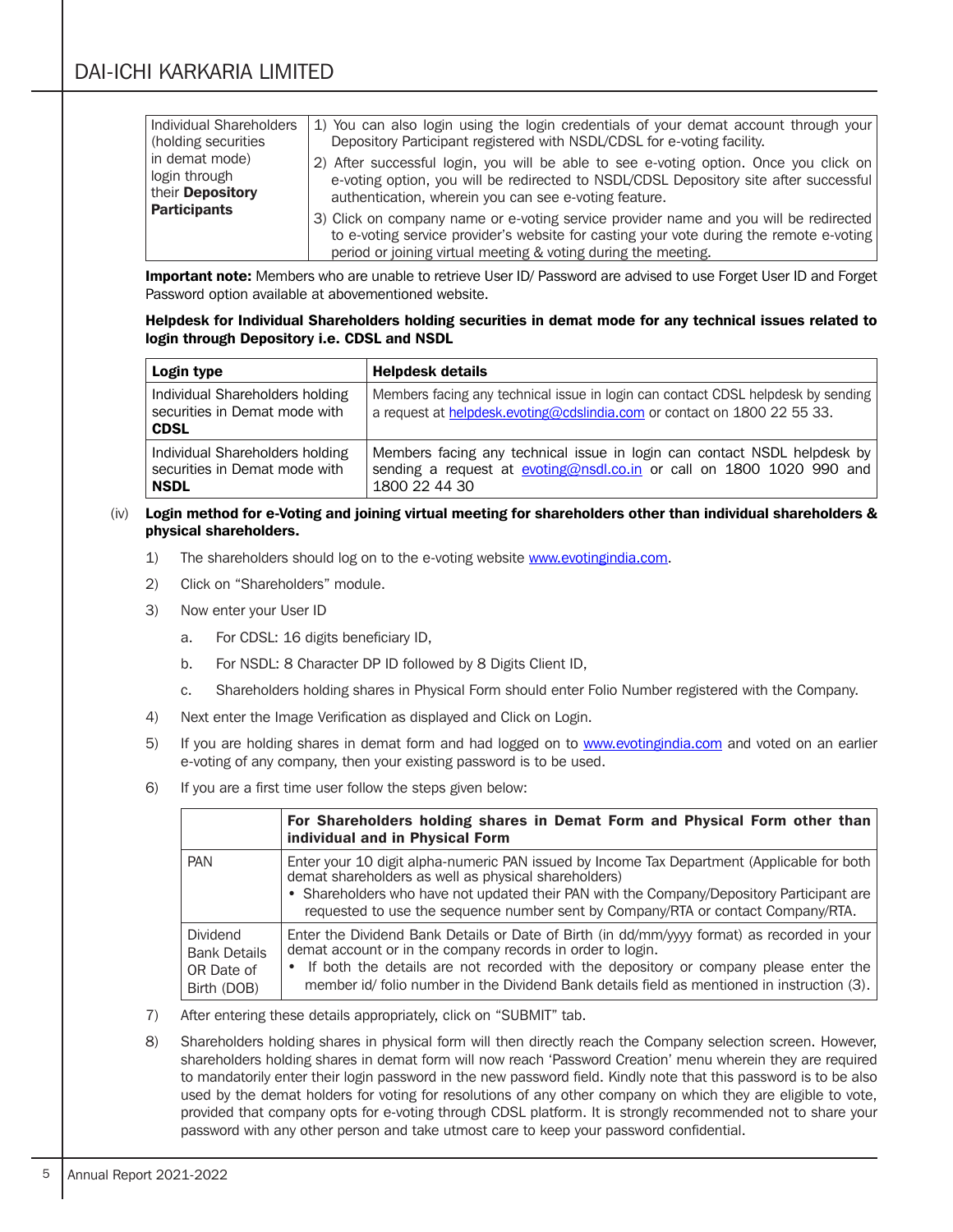| Individual Shareholders (holding securities in demat mode) login through their **Depository Participants** | 1) You can also login using the login credentials of your demat account through your Depository Participant registered with NSDL/CDSL for e-voting facility.<br>2) After successful login, you will be able to see e-voting option. Once you click on e-voting option, you will be redirected to NSDL/CDSL Depository site after successful authentication, wherein you can see e-voting feature.<br>3) Click on company name or e-voting service provider name and you will be redirected to e-voting service provider's website for casting your vote during the remote e-voting period or joining virtual meeting & voting during the meeting. |
|---|---|

**Important note:** Members who are unable to retrieve User ID/ Password are advised to use Forget User ID and Forget Password option available at abovementioned website.

**Helpdesk for Individual Shareholders holding securities in demat mode for any technical issues related to login through Depository i.e. CDSL and NSDL**

| Login type | Helpdesk details |
|---|---|
| Individual Shareholders holding securities in Demat mode with **CDSL** | Members facing any technical issue in login can contact CDSL helpdesk by sending a request at helpdesk.evoting@cdslindia.com or contact on 1800 22 55 33. |
| Individual Shareholders holding securities in Demat mode with **NSDL** | Members facing any technical issue in login can contact NSDL helpdesk by sending a request at evoting@nsdl.co.in or call on 1800 1020 990 and 1800 22 44 30 |

(iv) **Login method for e-Voting and joining virtual meeting for shareholders other than individual shareholders & physical shareholders.**

1) The shareholders should log on to the e-voting website www.evotingindia.com.
2) Click on "Shareholders" module.
3) Now enter your User ID
   a. For CDSL: 16 digits beneficiary ID,
   b. For NSDL: 8 Character DP ID followed by 8 Digits Client ID,
   c. Shareholders holding shares in Physical Form should enter Folio Number registered with the Company.
4) Next enter the Image Verification as displayed and Click on Login.
5) If you are holding shares in demat form and had logged on to www.evotingindia.com and voted on an earlier e-voting of any company, then your existing password is to be used.
6) If you are a first time user follow the steps given below:

| | **For Shareholders holding shares in Demat Form and Physical Form other than individual and in Physical Form** |
|---|---|
| PAN | Enter your 10 digit alpha-numeric PAN issued by Income Tax Department (Applicable for both demat shareholders as well as physical shareholders)<br>• Shareholders who have not updated their PAN with the Company/Depository Participant are requested to use the sequence number sent by Company/RTA or contact Company/RTA. |
| Dividend Bank Details OR Date of Birth (DOB) | Enter the Dividend Bank Details or Date of Birth (in dd/mm/yyyy format) as recorded in your demat account or in the company records in order to login.<br>• If both the details are not recorded with the depository or company please enter the member id/ folio number in the Dividend Bank details field as mentioned in instruction (3). |

7) After entering these details appropriately, click on "SUBMIT" tab.
8) Shareholders holding shares in physical form will then directly reach the Company selection screen. However, shareholders holding shares in demat form will now reach 'Password Creation' menu wherein they are required to mandatorily enter their login password in the new password field. Kindly note that this password is to be also used by the demat holders for voting for resolutions of any other company on which they are eligible to vote, provided that company opts for e-voting through CDSL platform. It is strongly recommended not to share your password with any other person and take utmost care to keep your password confidential.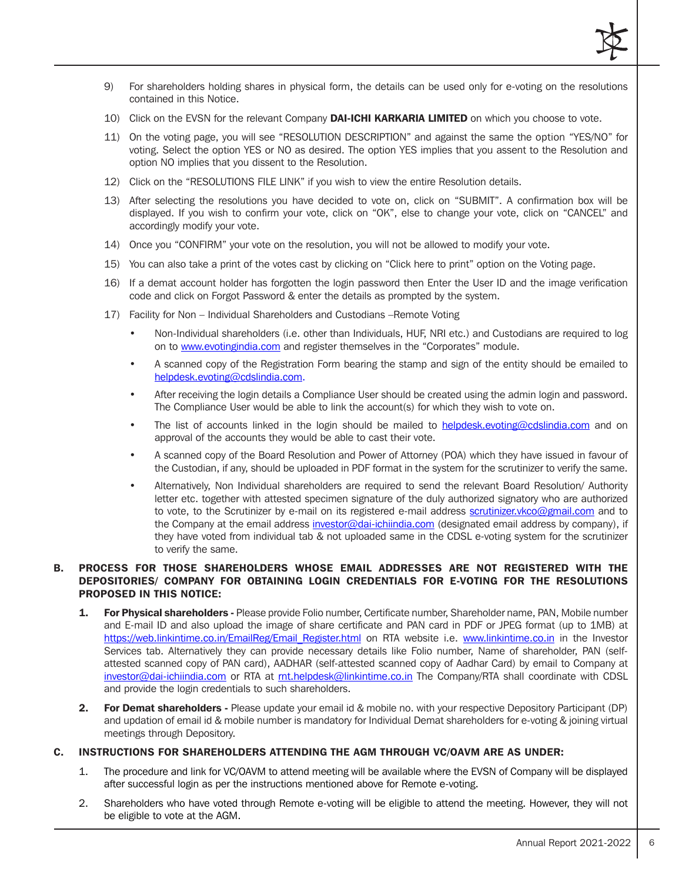9) For shareholders holding shares in physical form, the details can be used only for e-voting on the resolutions contained in this Notice.

10) Click on the EVSN for the relevant Company **DAI-ICHI KARKARIA LIMITED** on which you choose to vote.

11) On the voting page, you will see "RESOLUTION DESCRIPTION" and against the same the option "YES/NO" for voting. Select the option YES or NO as desired. The option YES implies that you assent to the Resolution and option NO implies that you dissent to the Resolution.

12) Click on the "RESOLUTIONS FILE LINK" if you wish to view the entire Resolution details.

13) After selecting the resolutions you have decided to vote on, click on "SUBMIT". A confirmation box will be displayed. If you wish to confirm your vote, click on "OK", else to change your vote, click on "CANCEL" and accordingly modify your vote.

14) Once you "CONFIRM" your vote on the resolution, you will not be allowed to modify your vote.

15) You can also take a print of the votes cast by clicking on "Click here to print" option on the Voting page.

16) If a demat account holder has forgotten the login password then Enter the User ID and the image verification code and click on Forgot Password & enter the details as prompted by the system.

17) Facility for Non – Individual Shareholders and Custodians –Remote Voting

- Non-Individual shareholders (i.e. other than Individuals, HUF, NRI etc.) and Custodians are required to log on to www.evotingindia.com and register themselves in the "Corporates" module.
- A scanned copy of the Registration Form bearing the stamp and sign of the entity should be emailed to helpdesk.evoting@cdslindia.com.
- After receiving the login details a Compliance User should be created using the admin login and password. The Compliance User would be able to link the account(s) for which they wish to vote on.
- The list of accounts linked in the login should be mailed to helpdesk.evoting@cdslindia.com and on approval of the accounts they would be able to cast their vote.
- A scanned copy of the Board Resolution and Power of Attorney (POA) which they have issued in favour of the Custodian, if any, should be uploaded in PDF format in the system for the scrutinizer to verify the same.
- Alternatively, Non Individual shareholders are required to send the relevant Board Resolution/ Authority letter etc. together with attested specimen signature of the duly authorized signatory who are authorized to vote, to the Scrutinizer by e-mail on its registered e-mail address scrutinizer.vkco@gmail.com and to the Company at the email address investor@dai-ichiindia.com (designated email address by company), if they have voted from individual tab & not uploaded same in the CDSL e-voting system for the scrutinizer to verify the same.

## B. PROCESS FOR THOSE SHAREHOLDERS WHOSE EMAIL ADDRESSES ARE NOT REGISTERED WITH THE DEPOSITORIES/ COMPANY FOR OBTAINING LOGIN CREDENTIALS FOR E-VOTING FOR THE RESOLUTIONS PROPOSED IN THIS NOTICE:

1. **For Physical shareholders -** Please provide Folio number, Certificate number, Shareholder name, PAN, Mobile number and E-mail ID and also upload the image of share certificate and PAN card in PDF or JPEG format (up to 1MB) at https://web.linkintime.co.in/EmailReg/Email_Register.html on RTA website i.e. www.linkintime.co.in in the Investor Services tab. Alternatively they can provide necessary details like Folio number, Name of shareholder, PAN (self-attested scanned copy of PAN card), AADHAR (self-attested scanned copy of Aadhar Card) by email to Company at investor@dai-ichiindia.com or RTA at rnt.helpdesk@linkintime.co.in The Company/RTA shall coordinate with CDSL and provide the login credentials to such shareholders.

2. **For Demat shareholders -** Please update your email id & mobile no. with your respective Depository Participant (DP) and updation of email id & mobile number is mandatory for Individual Demat shareholders for e-voting & joining virtual meetings through Depository.

## C. INSTRUCTIONS FOR SHAREHOLDERS ATTENDING THE AGM THROUGH VC/OAVM ARE AS UNDER:

1. The procedure and link for VC/OAVM to attend meeting will be available where the EVSN of Company will be displayed after successful login as per the instructions mentioned above for Remote e-voting.

2. Shareholders who have voted through Remote e-voting will be eligible to attend the meeting. However, they will not be eligible to vote at the AGM.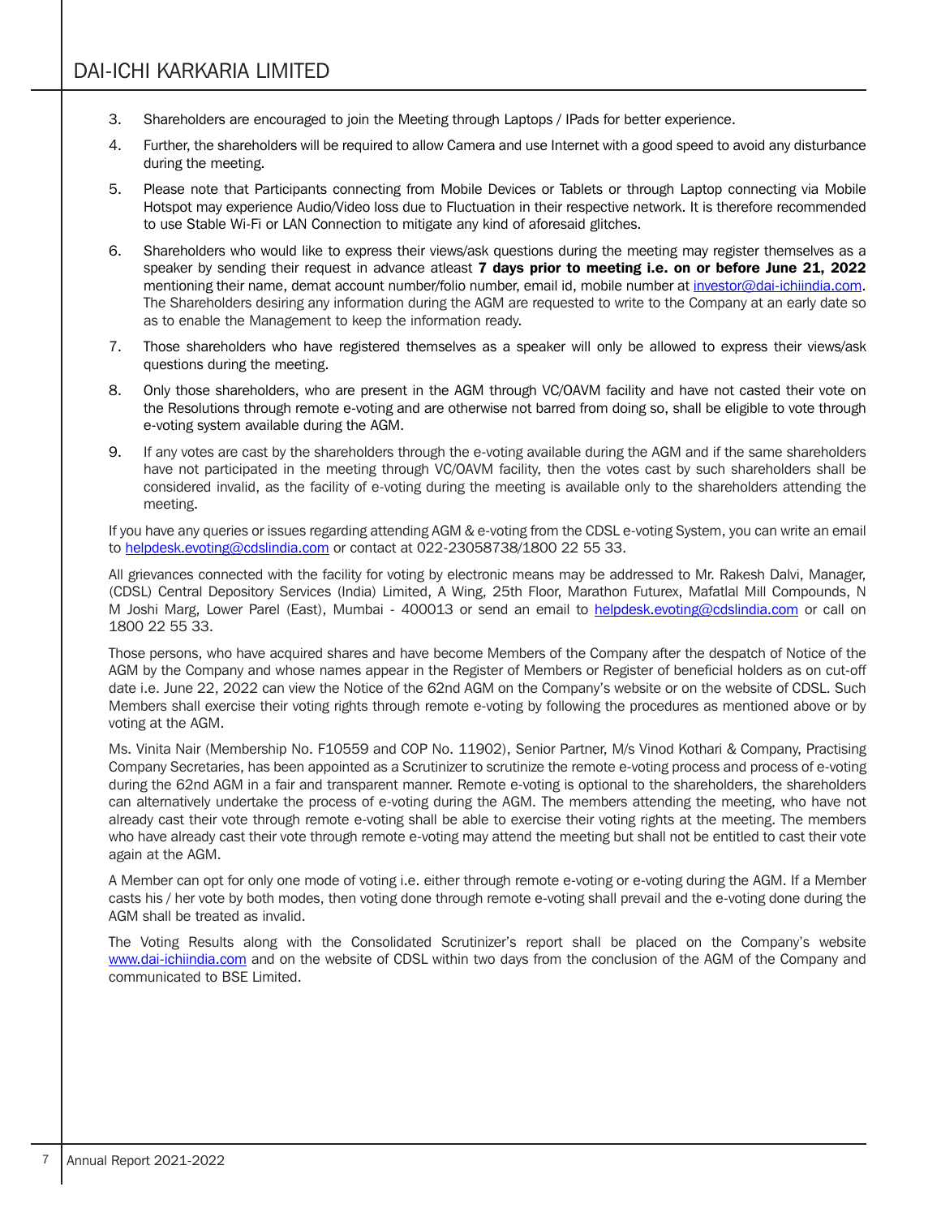3. Shareholders are encouraged to join the Meeting through Laptops / IPads for better experience.
4. Further, the shareholders will be required to allow Camera and use Internet with a good speed to avoid any disturbance during the meeting.
5. Please note that Participants connecting from Mobile Devices or Tablets or through Laptop connecting via Mobile Hotspot may experience Audio/Video loss due to Fluctuation in their respective network. It is therefore recommended to use Stable Wi-Fi or LAN Connection to mitigate any kind of aforesaid glitches.
6. Shareholders who would like to express their views/ask questions during the meeting may register themselves as a speaker by sending their request in advance atleast **7 days prior to meeting i.e. on or before June 21, 2022** mentioning their name, demat account number/folio number, email id, mobile number at investor@dai-ichiindia.com. The Shareholders desiring any information during the AGM are requested to write to the Company at an early date so as to enable the Management to keep the information ready.
7. Those shareholders who have registered themselves as a speaker will only be allowed to express their views/ask questions during the meeting.
8. Only those shareholders, who are present in the AGM through VC/OAVM facility and have not casted their vote on the Resolutions through remote e-voting and are otherwise not barred from doing so, shall be eligible to vote through e-voting system available during the AGM.
9. If any votes are cast by the shareholders through the e-voting available during the AGM and if the same shareholders have not participated in the meeting through VC/OAVM facility, then the votes cast by such shareholders shall be considered invalid, as the facility of e-voting during the meeting is available only to the shareholders attending the meeting.

If you have any queries or issues regarding attending AGM & e-voting from the CDSL e-voting System, you can write an email to helpdesk.evoting@cdslindia.com or contact at 022-23058738/1800 22 55 33.

All grievances connected with the facility for voting by electronic means may be addressed to Mr. Rakesh Dalvi, Manager, (CDSL) Central Depository Services (India) Limited, A Wing, 25th Floor, Marathon Futurex, Mafatlal Mill Compounds, N M Joshi Marg, Lower Parel (East), Mumbai - 400013 or send an email to helpdesk.evoting@cdslindia.com or call on 1800 22 55 33.

Those persons, who have acquired shares and have become Members of the Company after the despatch of Notice of the AGM by the Company and whose names appear in the Register of Members or Register of beneficial holders as on cut-off date i.e. June 22, 2022 can view the Notice of the 62nd AGM on the Company's website or on the website of CDSL. Such Members shall exercise their voting rights through remote e-voting by following the procedures as mentioned above or by voting at the AGM.

Ms. Vinita Nair (Membership No. F10559 and COP No. 11902), Senior Partner, M/s Vinod Kothari & Company, Practising Company Secretaries, has been appointed as a Scrutinizer to scrutinize the remote e-voting process and process of e-voting during the 62nd AGM in a fair and transparent manner. Remote e-voting is optional to the shareholders, the shareholders can alternatively undertake the process of e-voting during the AGM. The members attending the meeting, who have not already cast their vote through remote e-voting shall be able to exercise their voting rights at the meeting. The members who have already cast their vote through remote e-voting may attend the meeting but shall not be entitled to cast their vote again at the AGM.

A Member can opt for only one mode of voting i.e. either through remote e-voting or e-voting during the AGM. If a Member casts his / her vote by both modes, then voting done through remote e-voting shall prevail and the e-voting done during the AGM shall be treated as invalid.

The Voting Results along with the Consolidated Scrutinizer's report shall be placed on the Company's website www.dai-ichiindia.com and on the website of CDSL within two days from the conclusion of the AGM of the Company and communicated to BSE Limited.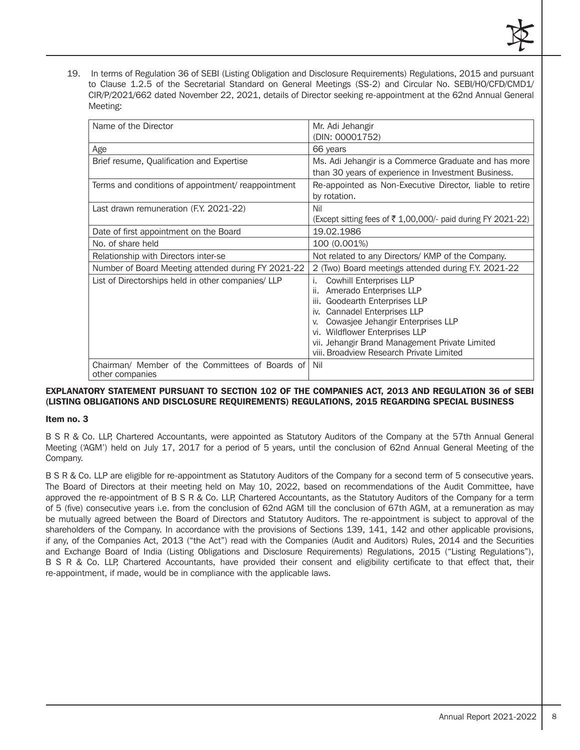19. In terms of Regulation 36 of SEBI (Listing Obligation and Disclosure Requirements) Regulations, 2015 and pursuant to Clause 1.2.5 of the Secretarial Standard on General Meetings (SS-2) and Circular No. SEBI/HO/CFD/CMD1/CIR/P/2021/662 dated November 22, 2021, details of Director seeking re-appointment at the 62nd Annual General Meeting:

| Name of the Director | Mr. Adi Jehangir<br>(DIN: 00001752) |
|---|---|
| Age | 66 years |
| Brief resume, Qualification and Expertise | Ms. Adi Jehangir is a Commerce Graduate and has more than 30 years of experience in Investment Business. |
| Terms and conditions of appointment/ reappointment | Re-appointed as Non-Executive Director, liable to retire by rotation. |
| Last drawn remuneration (F.Y. 2021-22) | Nil<br>(Except sitting fees of ₹ 1,00,000/- paid during FY 2021-22) |
| Date of first appointment on the Board | 19.02.1986 |
| No. of share held | 100 (0.001%) |
| Relationship with Directors inter-se | Not related to any Directors/ KMP of the Company. |
| Number of Board Meeting attended during FY 2021-22 | 2 (Two) Board meetings attended during F.Y. 2021-22 |
| List of Directorships held in other companies/ LLP | i. Cowhill Enterprises LLP<br>ii. Amerado Enterprises LLP<br>iii. Goodearth Enterprises LLP<br>iv. Cannadel Enterprises LLP<br>v. Cowasjee Jehangir Enterprises LLP<br>vi. Wildflower Enterprises LLP<br>vii. Jehangir Brand Management Private Limited<br>viii. Broadview Research Private Limited |
| Chairman/ Member of the Committees of Boards of other companies | Nil |

**EXPLANATORY STATEMENT PURSUANT TO SECTION 102 OF THE COMPANIES ACT, 2013 AND REGULATION 36 of SEBI (LISTING OBLIGATIONS AND DISCLOSURE REQUIREMENTS) REGULATIONS, 2015 REGARDING SPECIAL BUSINESS**

**Item no. 3**

B S R & Co. LLP, Chartered Accountants, were appointed as Statutory Auditors of the Company at the 57th Annual General Meeting ('AGM') held on July 17, 2017 for a period of 5 years, until the conclusion of 62nd Annual General Meeting of the Company.

B S R & Co. LLP are eligible for re-appointment as Statutory Auditors of the Company for a second term of 5 consecutive years. The Board of Directors at their meeting held on May 10, 2022, based on recommendations of the Audit Committee, have approved the re-appointment of B S R & Co. LLP, Chartered Accountants, as the Statutory Auditors of the Company for a term of 5 (five) consecutive years i.e. from the conclusion of 62nd AGM till the conclusion of 67th AGM, at a remuneration as may be mutually agreed between the Board of Directors and Statutory Auditors. The re-appointment is subject to approval of the shareholders of the Company. In accordance with the provisions of Sections 139, 141, 142 and other applicable provisions, if any, of the Companies Act, 2013 ("the Act") read with the Companies (Audit and Auditors) Rules, 2014 and the Securities and Exchange Board of India (Listing Obligations and Disclosure Requirements) Regulations, 2015 ("Listing Regulations"), B S R & Co. LLP, Chartered Accountants, have provided their consent and eligibility certificate to that effect that, their re-appointment, if made, would be in compliance with the applicable laws.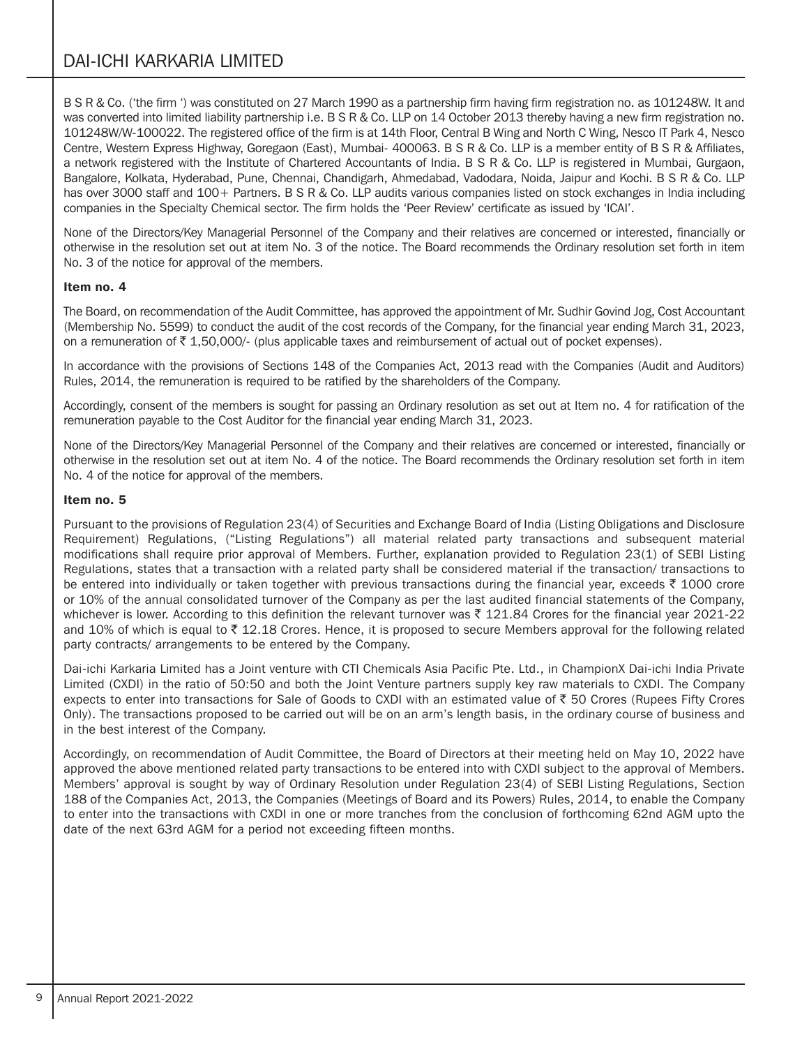B S R & Co. ('the firm ') was constituted on 27 March 1990 as a partnership firm having firm registration no. as 101248W. It and was converted into limited liability partnership i.e. B S R & Co. LLP on 14 October 2013 thereby having a new firm registration no. 101248W/W-100022. The registered office of the firm is at 14th Floor, Central B Wing and North C Wing, Nesco IT Park 4, Nesco Centre, Western Express Highway, Goregaon (East), Mumbai- 400063. B S R & Co. LLP is a member entity of B S R & Affiliates, a network registered with the Institute of Chartered Accountants of India. B S R & Co. LLP is registered in Mumbai, Gurgaon, Bangalore, Kolkata, Hyderabad, Pune, Chennai, Chandigarh, Ahmedabad, Vadodara, Noida, Jaipur and Kochi. B S R & Co. LLP has over 3000 staff and 100+ Partners. B S R & Co. LLP audits various companies listed on stock exchanges in India including companies in the Specialty Chemical sector. The firm holds the 'Peer Review' certificate as issued by 'ICAI'.

None of the Directors/Key Managerial Personnel of the Company and their relatives are concerned or interested, financially or otherwise in the resolution set out at item No. 3 of the notice. The Board recommends the Ordinary resolution set forth in item No. 3 of the notice for approval of the members.

**Item no. 4**

The Board, on recommendation of the Audit Committee, has approved the appointment of Mr. Sudhir Govind Jog, Cost Accountant (Membership No. 5599) to conduct the audit of the cost records of the Company, for the financial year ending March 31, 2023, on a remuneration of ₹ 1,50,000/- (plus applicable taxes and reimbursement of actual out of pocket expenses).

In accordance with the provisions of Sections 148 of the Companies Act, 2013 read with the Companies (Audit and Auditors) Rules, 2014, the remuneration is required to be ratified by the shareholders of the Company.

Accordingly, consent of the members is sought for passing an Ordinary resolution as set out at Item no. 4 for ratification of the remuneration payable to the Cost Auditor for the financial year ending March 31, 2023.

None of the Directors/Key Managerial Personnel of the Company and their relatives are concerned or interested, financially or otherwise in the resolution set out at item No. 4 of the notice. The Board recommends the Ordinary resolution set forth in item No. 4 of the notice for approval of the members.

**Item no. 5**

Pursuant to the provisions of Regulation 23(4) of Securities and Exchange Board of India (Listing Obligations and Disclosure Requirement) Regulations, ("Listing Regulations") all material related party transactions and subsequent material modifications shall require prior approval of Members. Further, explanation provided to Regulation 23(1) of SEBI Listing Regulations, states that a transaction with a related party shall be considered material if the transaction/ transactions to be entered into individually or taken together with previous transactions during the financial year, exceeds ₹ 1000 crore or 10% of the annual consolidated turnover of the Company as per the last audited financial statements of the Company, whichever is lower. According to this definition the relevant turnover was ₹ 121.84 Crores for the financial year 2021-22 and 10% of which is equal to ₹ 12.18 Crores. Hence, it is proposed to secure Members approval for the following related party contracts/ arrangements to be entered by the Company.

Dai-ichi Karkaria Limited has a Joint venture with CTI Chemicals Asia Pacific Pte. Ltd., in ChampionX Dai-ichi India Private Limited (CXDI) in the ratio of 50:50 and both the Joint Venture partners supply key raw materials to CXDI. The Company expects to enter into transactions for Sale of Goods to CXDI with an estimated value of ₹ 50 Crores (Rupees Fifty Crores Only). The transactions proposed to be carried out will be on an arm's length basis, in the ordinary course of business and in the best interest of the Company.

Accordingly, on recommendation of Audit Committee, the Board of Directors at their meeting held on May 10, 2022 have approved the above mentioned related party transactions to be entered into with CXDI subject to the approval of Members. Members' approval is sought by way of Ordinary Resolution under Regulation 23(4) of SEBI Listing Regulations, Section 188 of the Companies Act, 2013, the Companies (Meetings of Board and its Powers) Rules, 2014, to enable the Company to enter into the transactions with CXDI in one or more tranches from the conclusion of forthcoming 62nd AGM upto the date of the next 63rd AGM for a period not exceeding fifteen months.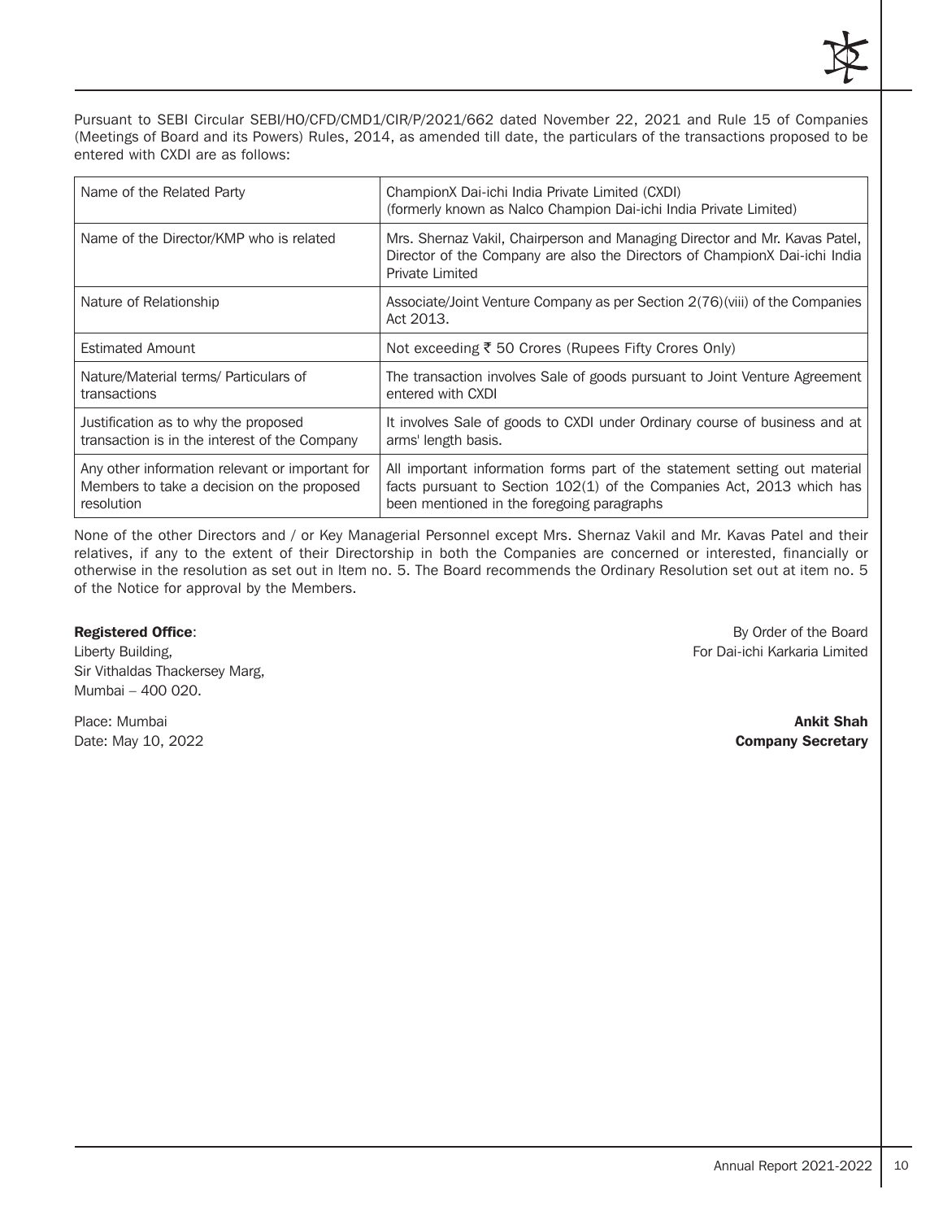Pursuant to SEBI Circular SEBI/HO/CFD/CMD1/CIR/P/2021/662 dated November 22, 2021 and Rule 15 of Companies (Meetings of Board and its Powers) Rules, 2014, as amended till date, the particulars of the transactions proposed to be entered with CXDI are as follows:

| | |
|---|---|
| Name of the Related Party | ChampionX Dai-ichi India Private Limited (CXDI) (formerly known as Nalco Champion Dai-ichi India Private Limited) |
| Name of the Director/KMP who is related | Mrs. Shernaz Vakil, Chairperson and Managing Director and Mr. Kavas Patel, Director of the Company are also the Directors of ChampionX Dai-ichi India Private Limited |
| Nature of Relationship | Associate/Joint Venture Company as per Section 2(76)(viii) of the Companies Act 2013. |
| Estimated Amount | Not exceeding ₹ 50 Crores (Rupees Fifty Crores Only) |
| Nature/Material terms/ Particulars of transactions | The transaction involves Sale of goods pursuant to Joint Venture Agreement entered with CXDI |
| Justification as to why the proposed transaction is in the interest of the Company | It involves Sale of goods to CXDI under Ordinary course of business and at arms' length basis. |
| Any other information relevant or important for Members to take a decision on the proposed resolution | All important information forms part of the statement setting out material facts pursuant to Section 102(1) of the Companies Act, 2013 which has been mentioned in the foregoing paragraphs |

None of the other Directors and / or Key Managerial Personnel except Mrs. Shernaz Vakil and Mr. Kavas Patel and their relatives, if any to the extent of their Directorship in both the Companies are concerned or interested, financially or otherwise in the resolution as set out in Item no. 5. The Board recommends the Ordinary Resolution set out at item no. 5 of the Notice for approval by the Members.

**Registered Office**:
Liberty Building,
Sir Vithaldas Thackersey Marg,
Mumbai – 400 020.

Place: Mumbai
Date: May 10, 2022

By Order of the Board
For Dai-ichi Karkaria Limited

**Ankit Shah**
**Company Secretary**